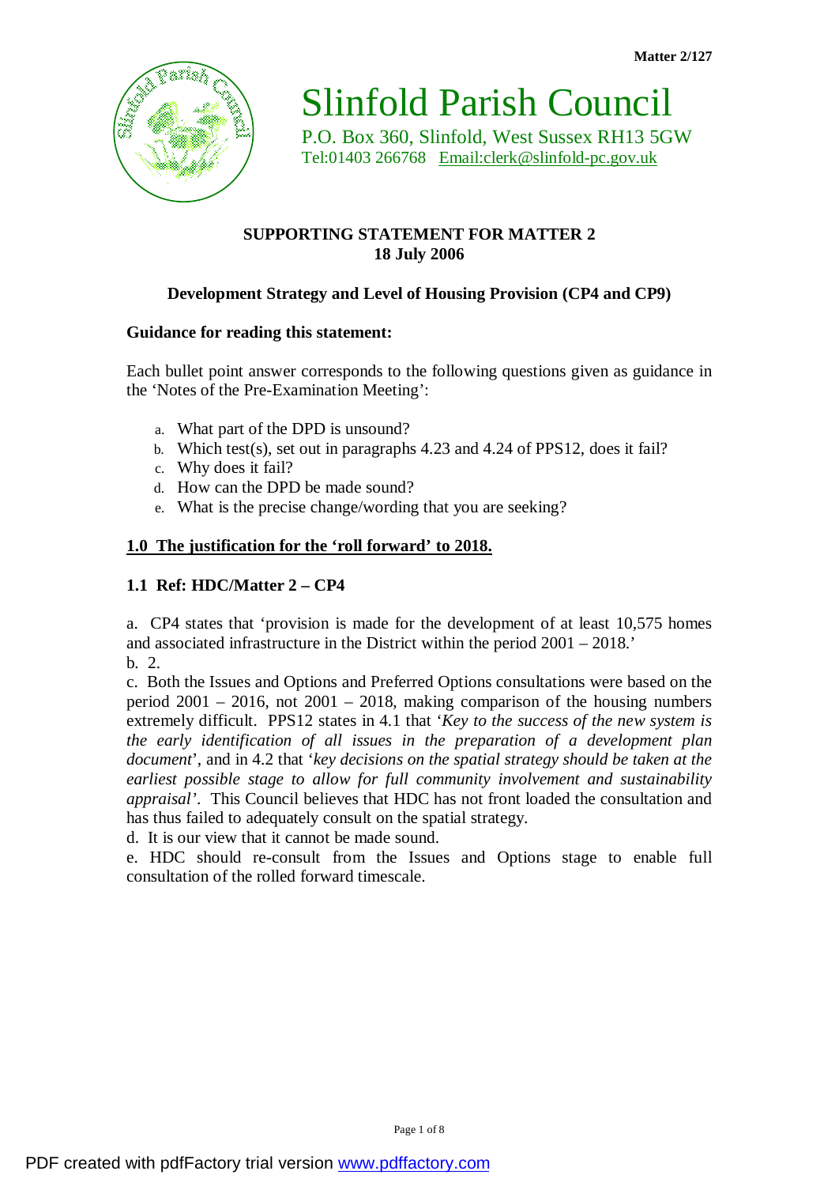Matter 2/127

# Slinfold Parish Council

P.O. Box 360, Slinfold, West Sussex RH13 5GW
Tel:01403 266768 Email:clerk@slinfold-pc.gov.uk

**SUPPORTING STATEMENT FOR MATTER 2**
**18 July 2006**

**Development Strategy and Level of Housing Provision (CP4 and CP9)**

**Guidance for reading this statement:**

Each bullet point answer corresponds to the following questions given as guidance in the 'Notes of the Pre-Examination Meeting':

a. What part of the DPD is unsound?
b. Which test(s), set out in paragraphs 4.23 and 4.24 of PPS12, does it fail?
c. Why does it fail?
d. How can the DPD be made sound?
e. What is the precise change/wording that you are seeking?

## 1.0 The justification for the 'roll forward' to 2018.

### 1.1 Ref: HDC/Matter 2 – CP4

a. CP4 states that 'provision is made for the development of at least 10,575 homes and associated infrastructure in the District within the period 2001 – 2018.'
b. 2.
c. Both the Issues and Options and Preferred Options consultations were based on the period 2001 – 2016, not 2001 – 2018, making comparison of the housing numbers extremely difficult. PPS12 states in 4.1 that '*Key to the success of the new system is the early identification of all issues in the preparation of a development plan document*', and in 4.2 that '*key decisions on the spatial strategy should be taken at the earliest possible stage to allow for full community involvement and sustainability appraisal'*. This Council believes that HDC has not front loaded the consultation and has thus failed to adequately consult on the spatial strategy.
d. It is our view that it cannot be made sound.
e. HDC should re-consult from the Issues and Options stage to enable full consultation of the rolled forward timescale.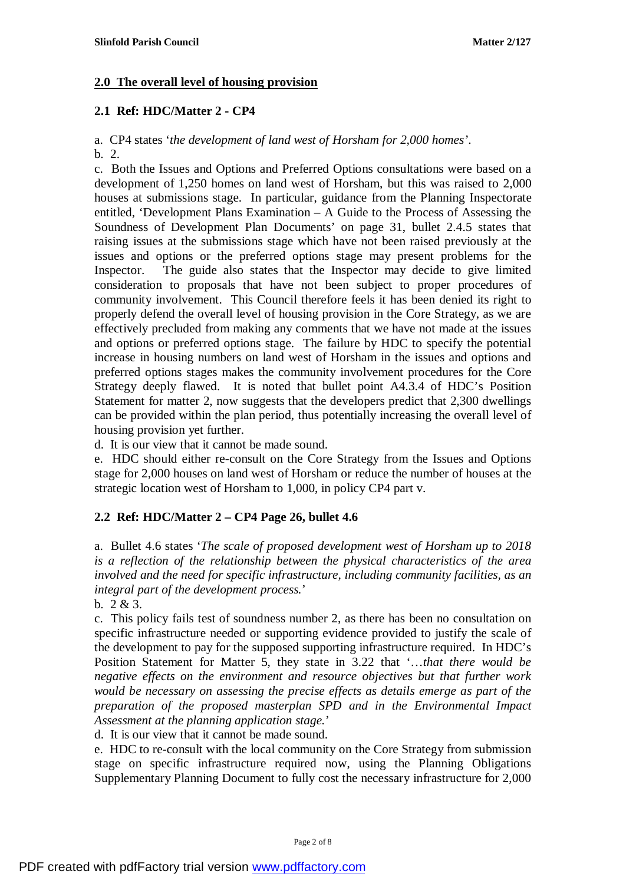## 2.0 The overall level of housing provision

### 2.1 Ref: HDC/Matter 2 - CP4

a. CP4 states '*the development of land west of Horsham for 2,000 homes*'.

b. 2.

c. Both the Issues and Options and Preferred Options consultations were based on a development of 1,250 homes on land west of Horsham, but this was raised to 2,000 houses at submissions stage. In particular, guidance from the Planning Inspectorate entitled, 'Development Plans Examination – A Guide to the Process of Assessing the Soundness of Development Plan Documents' on page 31, bullet 2.4.5 states that raising issues at the submissions stage which have not been raised previously at the issues and options or the preferred options stage may present problems for the Inspector. The guide also states that the Inspector may decide to give limited consideration to proposals that have not been subject to proper procedures of community involvement. This Council therefore feels it has been denied its right to properly defend the overall level of housing provision in the Core Strategy, as we are effectively precluded from making any comments that we have not made at the issues and options or preferred options stage. The failure by HDC to specify the potential increase in housing numbers on land west of Horsham in the issues and options and preferred options stages makes the community involvement procedures for the Core Strategy deeply flawed. It is noted that bullet point A4.3.4 of HDC's Position Statement for matter 2, now suggests that the developers predict that 2,300 dwellings can be provided within the plan period, thus potentially increasing the overall level of housing provision yet further.

d. It is our view that it cannot be made sound.

e. HDC should either re-consult on the Core Strategy from the Issues and Options stage for 2,000 houses on land west of Horsham or reduce the number of houses at the strategic location west of Horsham to 1,000, in policy CP4 part v.

### 2.2 Ref: HDC/Matter 2 – CP4 Page 26, bullet 4.6

a. Bullet 4.6 states '*The scale of proposed development west of Horsham up to 2018 is a reflection of the relationship between the physical characteristics of the area involved and the need for specific infrastructure, including community facilities, as an integral part of the development process.*'

b. 2 & 3.

c. This policy fails test of soundness number 2, as there has been no consultation on specific infrastructure needed or supporting evidence provided to justify the scale of the development to pay for the supposed supporting infrastructure required. In HDC's Position Statement for Matter 5, they state in 3.22 that '*…that there would be negative effects on the environment and resource objectives but that further work would be necessary on assessing the precise effects as details emerge as part of the preparation of the proposed masterplan SPD and in the Environmental Impact Assessment at the planning application stage.*'

d. It is our view that it cannot be made sound.

e. HDC to re-consult with the local community on the Core Strategy from submission stage on specific infrastructure required now, using the Planning Obligations Supplementary Planning Document to fully cost the necessary infrastructure for 2,000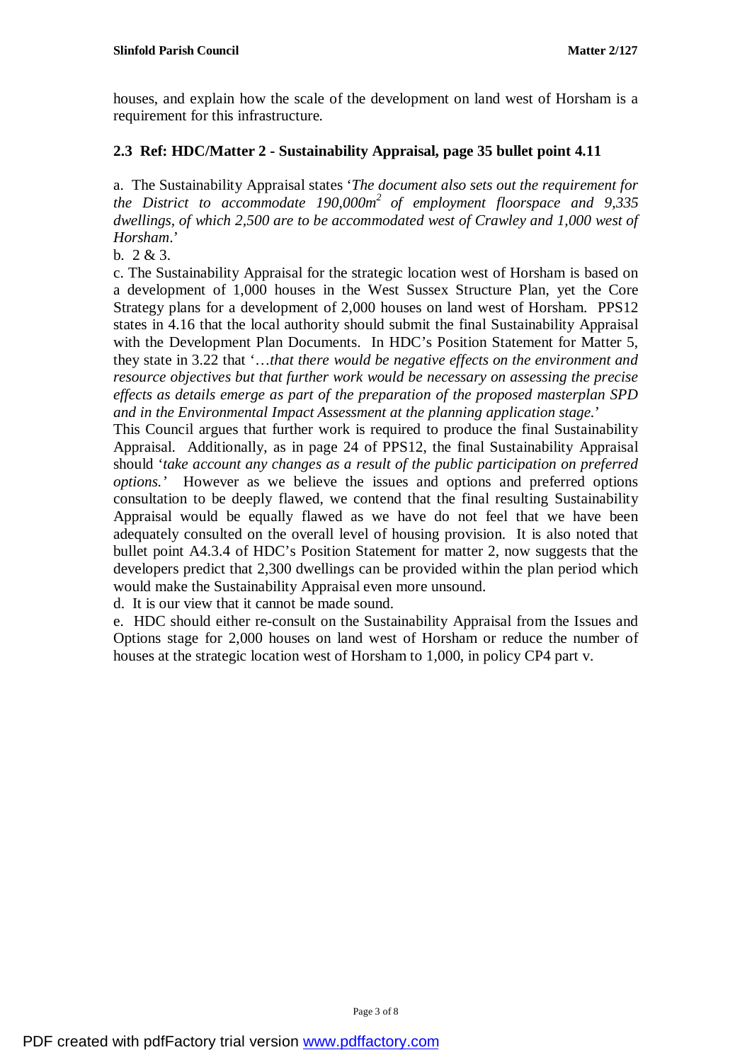houses, and explain how the scale of the development on land west of Horsham is a requirement for this infrastructure.

### 2.3 Ref: HDC/Matter 2 - Sustainability Appraisal, page 35 bullet point 4.11

a. The Sustainability Appraisal states '*The document also sets out the requirement for the District to accommodate 190,000m$^2$ of employment floorspace and 9,335 dwellings, of which 2,500 are to be accommodated west of Crawley and 1,000 west of Horsham*.'

b. 2 & 3.

c. The Sustainability Appraisal for the strategic location west of Horsham is based on a development of 1,000 houses in the West Sussex Structure Plan, yet the Core Strategy plans for a development of 2,000 houses on land west of Horsham. PPS12 states in 4.16 that the local authority should submit the final Sustainability Appraisal with the Development Plan Documents. In HDC's Position Statement for Matter 5, they state in 3.22 that '*…that there would be negative effects on the environment and resource objectives but that further work would be necessary on assessing the precise effects as details emerge as part of the preparation of the proposed masterplan SPD and in the Environmental Impact Assessment at the planning application stage.*'

This Council argues that further work is required to produce the final Sustainability Appraisal. Additionally, as in page 24 of PPS12, the final Sustainability Appraisal should '*take account any changes as a result of the public participation on preferred options.*' However as we believe the issues and options and preferred options consultation to be deeply flawed, we contend that the final resulting Sustainability Appraisal would be equally flawed as we have do not feel that we have been adequately consulted on the overall level of housing provision. It is also noted that bullet point A4.3.4 of HDC's Position Statement for matter 2, now suggests that the developers predict that 2,300 dwellings can be provided within the plan period which would make the Sustainability Appraisal even more unsound.

d. It is our view that it cannot be made sound.

e. HDC should either re-consult on the Sustainability Appraisal from the Issues and Options stage for 2,000 houses on land west of Horsham or reduce the number of houses at the strategic location west of Horsham to 1,000, in policy CP4 part v.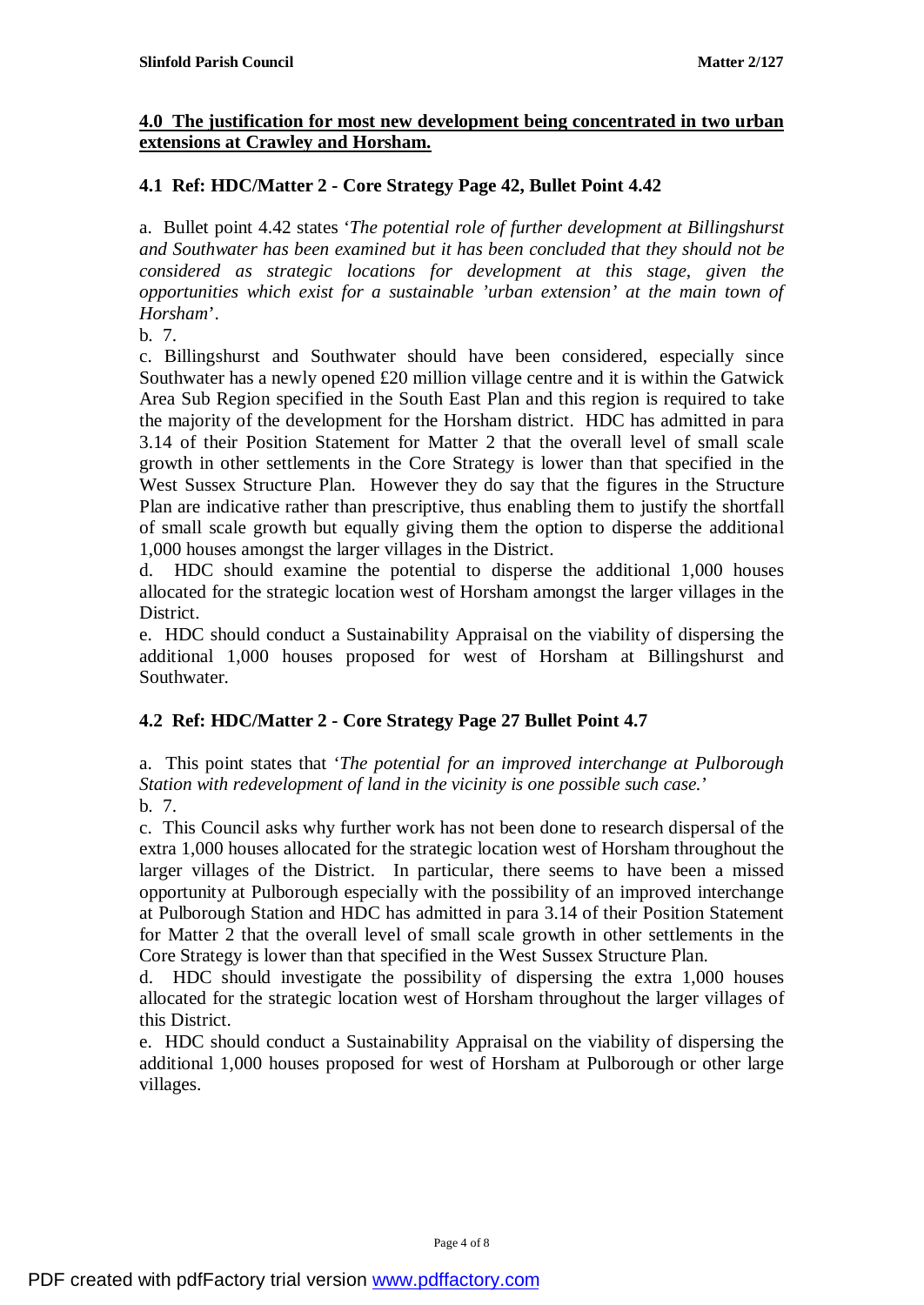**4.0 The justification for most new development being concentrated in two urban extensions at Crawley and Horsham.**

**4.1 Ref: HDC/Matter 2 - Core Strategy Page 42, Bullet Point 4.42**

a. Bullet point 4.42 states '*The potential role of further development at Billingshurst and Southwater has been examined but it has been concluded that they should not be considered as strategic locations for development at this stage, given the opportunities which exist for a sustainable 'urban extension' at the main town of Horsham*'.

b. 7.

c. Billingshurst and Southwater should have been considered, especially since Southwater has a newly opened £20 million village centre and it is within the Gatwick Area Sub Region specified in the South East Plan and this region is required to take the majority of the development for the Horsham district. HDC has admitted in para 3.14 of their Position Statement for Matter 2 that the overall level of small scale growth in other settlements in the Core Strategy is lower than that specified in the West Sussex Structure Plan. However they do say that the figures in the Structure Plan are indicative rather than prescriptive, thus enabling them to justify the shortfall of small scale growth but equally giving them the option to disperse the additional 1,000 houses amongst the larger villages in the District.

d. HDC should examine the potential to disperse the additional 1,000 houses allocated for the strategic location west of Horsham amongst the larger villages in the District.

e. HDC should conduct a Sustainability Appraisal on the viability of dispersing the additional 1,000 houses proposed for west of Horsham at Billingshurst and Southwater.

**4.2 Ref: HDC/Matter 2 - Core Strategy Page 27 Bullet Point 4.7**

a. This point states that '*The potential for an improved interchange at Pulborough Station with redevelopment of land in the vicinity is one possible such case.*'

b. 7.

c. This Council asks why further work has not been done to research dispersal of the extra 1,000 houses allocated for the strategic location west of Horsham throughout the larger villages of the District. In particular, there seems to have been a missed opportunity at Pulborough especially with the possibility of an improved interchange at Pulborough Station and HDC has admitted in para 3.14 of their Position Statement for Matter 2 that the overall level of small scale growth in other settlements in the Core Strategy is lower than that specified in the West Sussex Structure Plan.

d. HDC should investigate the possibility of dispersing the extra 1,000 houses allocated for the strategic location west of Horsham throughout the larger villages of this District.

e. HDC should conduct a Sustainability Appraisal on the viability of dispersing the additional 1,000 houses proposed for west of Horsham at Pulborough or other large villages.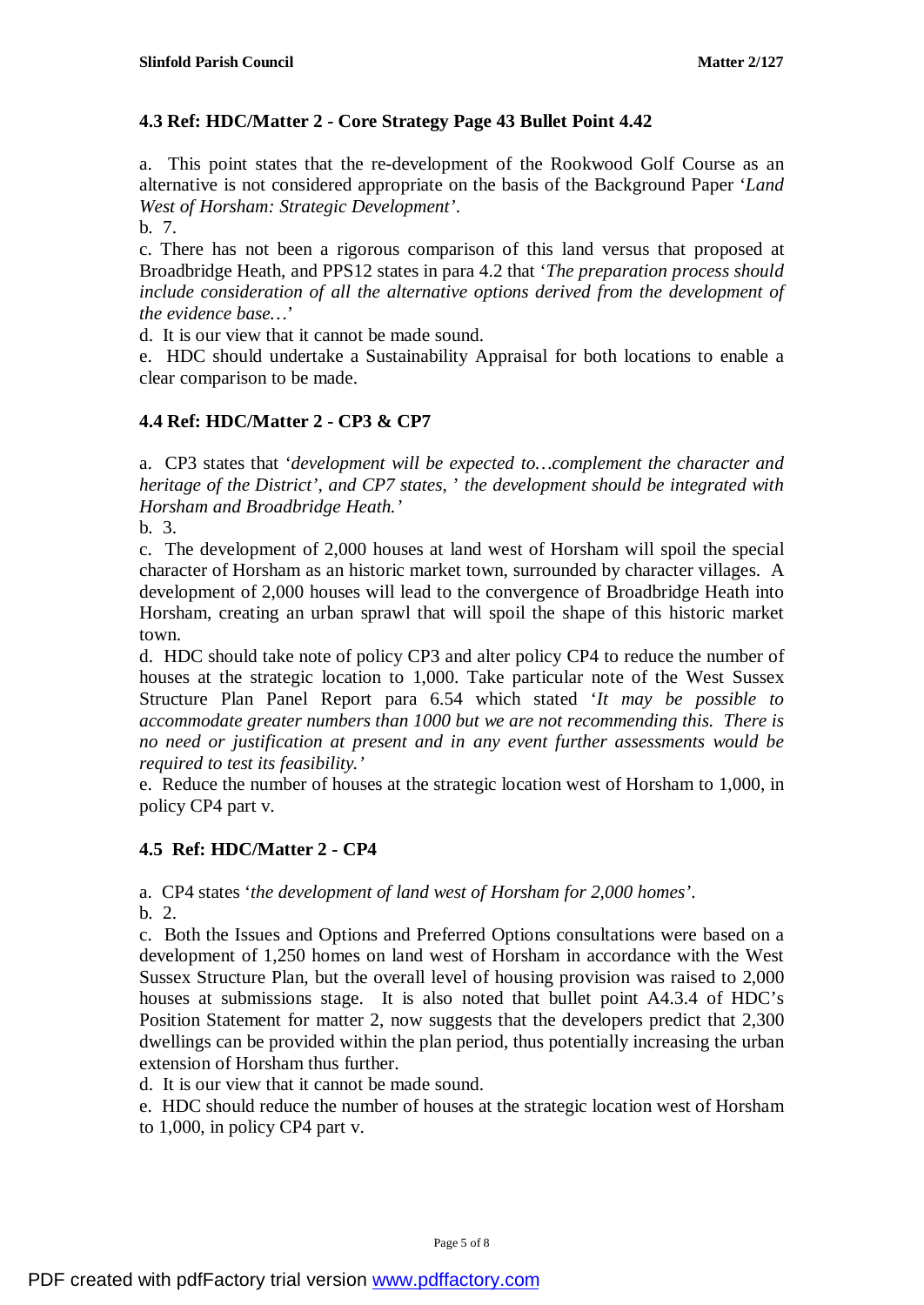### 4.3 Ref: HDC/Matter 2 - Core Strategy Page 43 Bullet Point 4.42

a. This point states that the re-development of the Rookwood Golf Course as an alternative is not considered appropriate on the basis of the Background Paper '*Land West of Horsham: Strategic Development*'.

b. 7.

c. There has not been a rigorous comparison of this land versus that proposed at Broadbridge Heath, and PPS12 states in para 4.2 that '*The preparation process should include consideration of all the alternative options derived from the development of the evidence base…*'

d. It is our view that it cannot be made sound.

e. HDC should undertake a Sustainability Appraisal for both locations to enable a clear comparison to be made.

### 4.4 Ref: HDC/Matter 2 - CP3 & CP7

a. CP3 states that '*development will be expected to…complement the character and heritage of the District'*, and CP7 states, *' the development should be integrated with Horsham and Broadbridge Heath.'*

b. 3.

c. The development of 2,000 houses at land west of Horsham will spoil the special character of Horsham as an historic market town, surrounded by character villages. A development of 2,000 houses will lead to the convergence of Broadbridge Heath into Horsham, creating an urban sprawl that will spoil the shape of this historic market town.

d. HDC should take note of policy CP3 and alter policy CP4 to reduce the number of houses at the strategic location to 1,000. Take particular note of the West Sussex Structure Plan Panel Report para 6.54 which stated '*It may be possible to accommodate greater numbers than 1000 but we are not recommending this. There is no need or justification at present and in any event further assessments would be required to test its feasibility.'*

e. Reduce the number of houses at the strategic location west of Horsham to 1,000, in policy CP4 part v.

### 4.5 Ref: HDC/Matter 2 - CP4

a. CP4 states '*the development of land west of Horsham for 2,000 homes*'.

b. 2.

c. Both the Issues and Options and Preferred Options consultations were based on a development of 1,250 homes on land west of Horsham in accordance with the West Sussex Structure Plan, but the overall level of housing provision was raised to 2,000 houses at submissions stage. It is also noted that bullet point A4.3.4 of HDC's Position Statement for matter 2, now suggests that the developers predict that 2,300 dwellings can be provided within the plan period, thus potentially increasing the urban extension of Horsham thus further.

d. It is our view that it cannot be made sound.

e. HDC should reduce the number of houses at the strategic location west of Horsham to 1,000, in policy CP4 part v.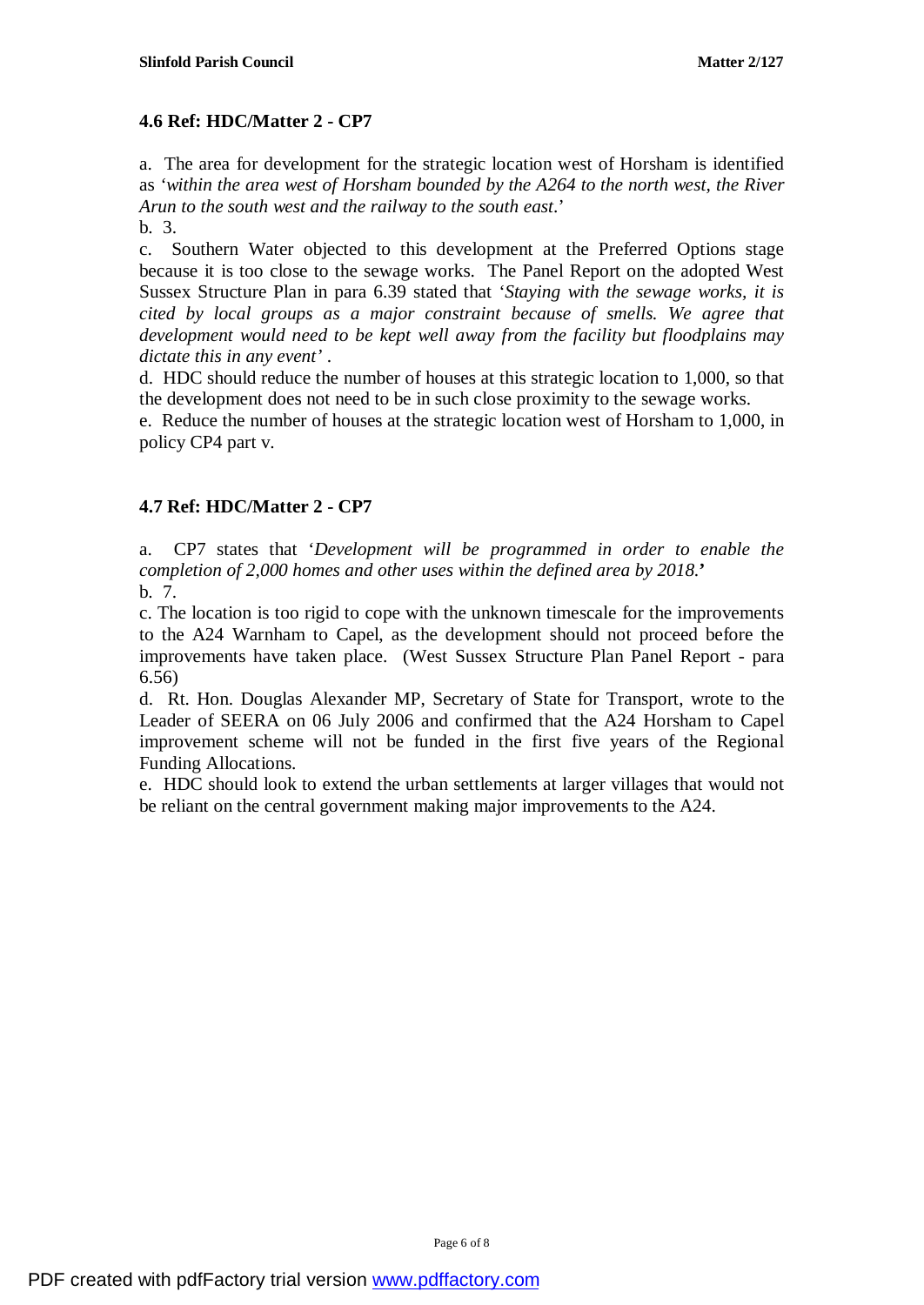### 4.6 Ref: HDC/Matter 2 - CP7

a. The area for development for the strategic location west of Horsham is identified as '*within the area west of Horsham bounded by the A264 to the north west, the River Arun to the south west and the railway to the south east*.'

b. 3.

c. Southern Water objected to this development at the Preferred Options stage because it is too close to the sewage works. The Panel Report on the adopted West Sussex Structure Plan in para 6.39 stated that '*Staying with the sewage works, it is cited by local groups as a major constraint because of smells. We agree that development would need to be kept well away from the facility but floodplains may dictate this in any event*' .

d. HDC should reduce the number of houses at this strategic location to 1,000, so that the development does not need to be in such close proximity to the sewage works.

e. Reduce the number of houses at the strategic location west of Horsham to 1,000, in policy CP4 part v.

### 4.7 Ref: HDC/Matter 2 - CP7

a. CP7 states that '*Development will be programmed in order to enable the completion of 2,000 homes and other uses within the defined area by 2018.*'

b. 7.

c. The location is too rigid to cope with the unknown timescale for the improvements to the A24 Warnham to Capel, as the development should not proceed before the improvements have taken place. (West Sussex Structure Plan Panel Report - para 6.56)

d. Rt. Hon. Douglas Alexander MP, Secretary of State for Transport, wrote to the Leader of SEERA on 06 July 2006 and confirmed that the A24 Horsham to Capel improvement scheme will not be funded in the first five years of the Regional Funding Allocations.

e. HDC should look to extend the urban settlements at larger villages that would not be reliant on the central government making major improvements to the A24.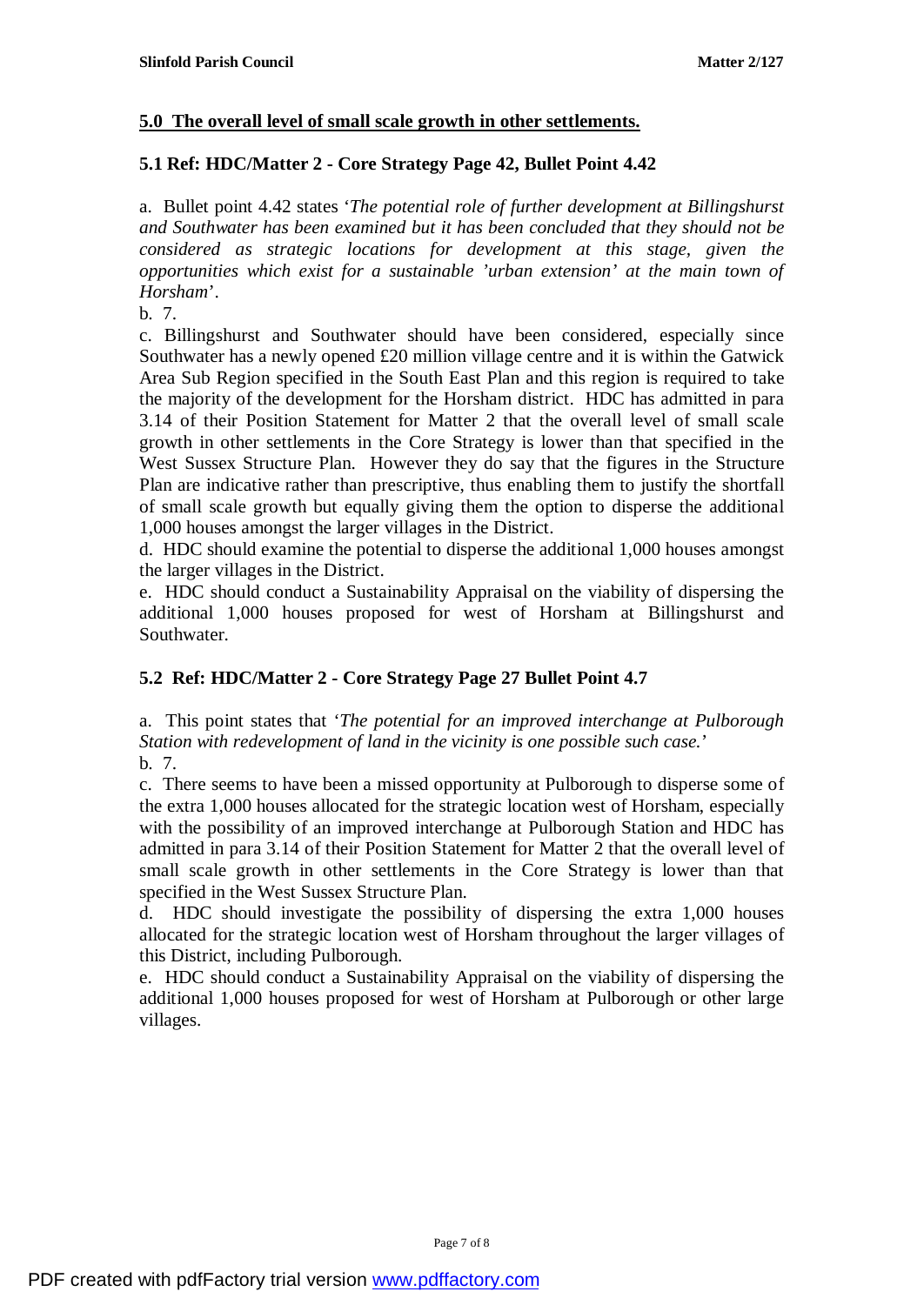## 5.0 The overall level of small scale growth in other settlements.

### 5.1 Ref: HDC/Matter 2 - Core Strategy Page 42, Bullet Point 4.42

a. Bullet point 4.42 states '*The potential role of further development at Billingshurst and Southwater has been examined but it has been concluded that they should not be considered as strategic locations for development at this stage, given the opportunities which exist for a sustainable 'urban extension' at the main town of Horsham*'.

b. 7.

c. Billingshurst and Southwater should have been considered, especially since Southwater has a newly opened £20 million village centre and it is within the Gatwick Area Sub Region specified in the South East Plan and this region is required to take the majority of the development for the Horsham district. HDC has admitted in para 3.14 of their Position Statement for Matter 2 that the overall level of small scale growth in other settlements in the Core Strategy is lower than that specified in the West Sussex Structure Plan. However they do say that the figures in the Structure Plan are indicative rather than prescriptive, thus enabling them to justify the shortfall of small scale growth but equally giving them the option to disperse the additional 1,000 houses amongst the larger villages in the District.

d. HDC should examine the potential to disperse the additional 1,000 houses amongst the larger villages in the District.

e. HDC should conduct a Sustainability Appraisal on the viability of dispersing the additional 1,000 houses proposed for west of Horsham at Billingshurst and Southwater.

### 5.2 Ref: HDC/Matter 2 - Core Strategy Page 27 Bullet Point 4.7

a. This point states that '*The potential for an improved interchange at Pulborough Station with redevelopment of land in the vicinity is one possible such case.*'

b. 7.

c. There seems to have been a missed opportunity at Pulborough to disperse some of the extra 1,000 houses allocated for the strategic location west of Horsham, especially with the possibility of an improved interchange at Pulborough Station and HDC has admitted in para 3.14 of their Position Statement for Matter 2 that the overall level of small scale growth in other settlements in the Core Strategy is lower than that specified in the West Sussex Structure Plan.

d. HDC should investigate the possibility of dispersing the extra 1,000 houses allocated for the strategic location west of Horsham throughout the larger villages of this District, including Pulborough.

e. HDC should conduct a Sustainability Appraisal on the viability of dispersing the additional 1,000 houses proposed for west of Horsham at Pulborough or other large villages.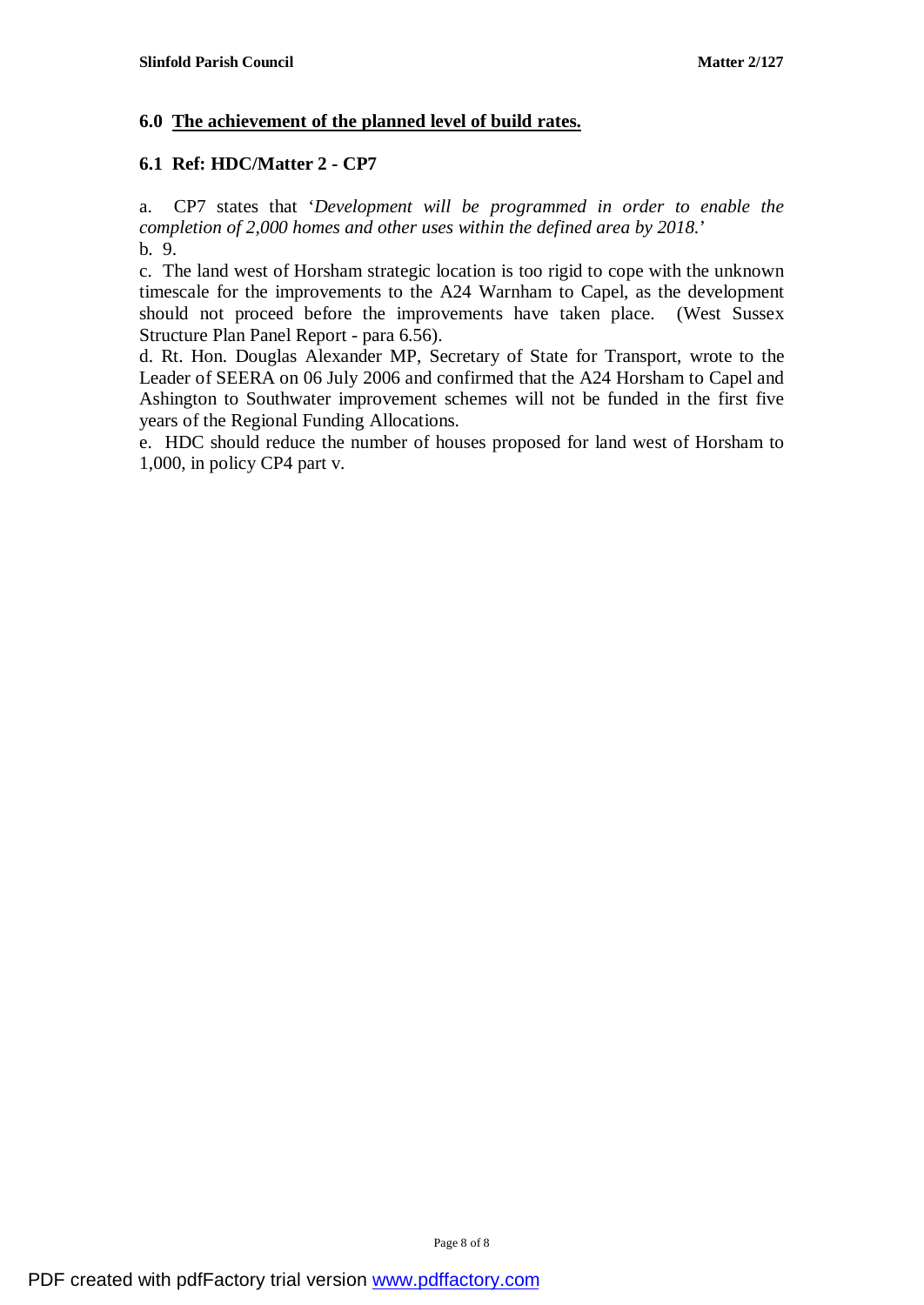## 6.0 The achievement of the planned level of build rates.

### 6.1 Ref: HDC/Matter 2 - CP7

a. CP7 states that '*Development will be programmed in order to enable the completion of 2,000 homes and other uses within the defined area by 2018.*'

b. 9.

c. The land west of Horsham strategic location is too rigid to cope with the unknown timescale for the improvements to the A24 Warnham to Capel, as the development should not proceed before the improvements have taken place. (West Sussex Structure Plan Panel Report - para 6.56).

d. Rt. Hon. Douglas Alexander MP, Secretary of State for Transport, wrote to the Leader of SEERA on 06 July 2006 and confirmed that the A24 Horsham to Capel and Ashington to Southwater improvement schemes will not be funded in the first five years of the Regional Funding Allocations.

e. HDC should reduce the number of houses proposed for land west of Horsham to 1,000, in policy CP4 part v.